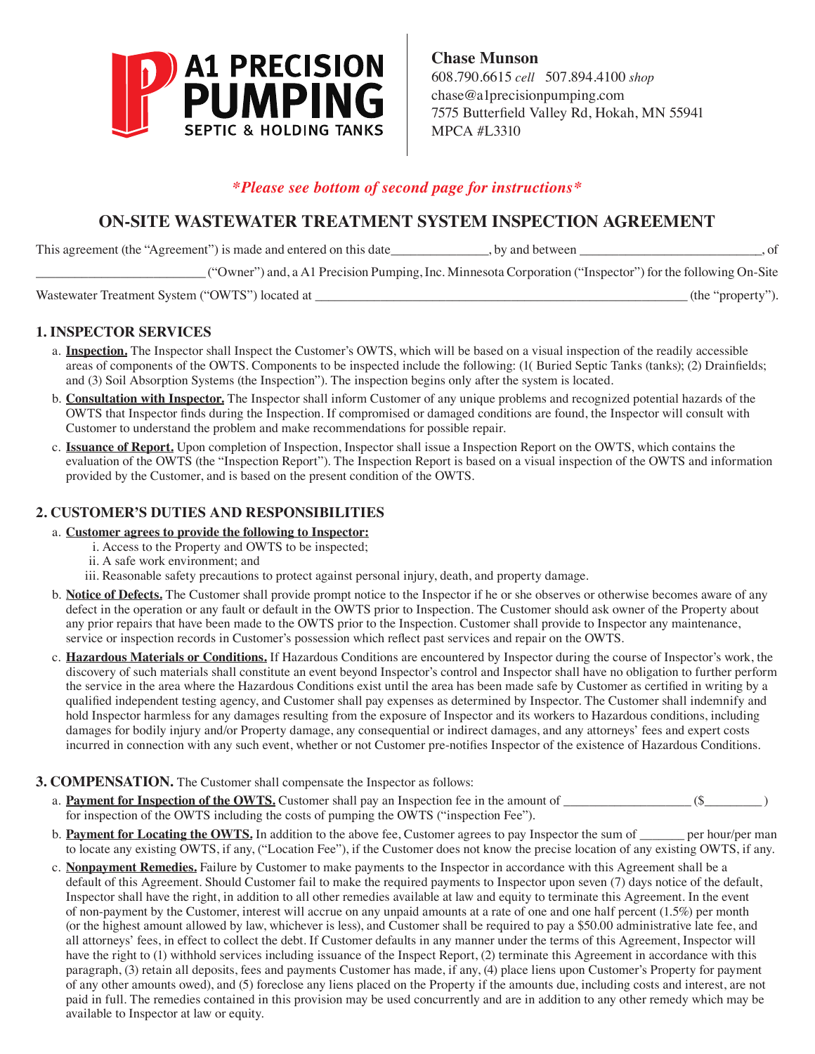**A1 PRECISION PUMPING**
SEPTIC & HOLDING TANKS

**Chase Munson**
608.790.6615 *cell* 507.894.4100 *shop*
chase@a1precisionpumping.com
7575 Butterfield Valley Rd, Hokah, MN 55941
MPCA #L3310

***Please see bottom of second page for instructions***

# ON-SITE WASTEWATER TREATMENT SYSTEM INSPECTION AGREEMENT

This agreement (the "Agreement") is made and entered on this date______________, by and between ___________________________, of _________________________ ("Owner") and, a A1 Precision Pumping, Inc. Minnesota Corporation ("Inspector") for the following On-Site Wastewater Treatment System ("OWTS") located at _______________________________________________________ (the "property").

## 1. INSPECTOR SERVICES

a. **Inspection.** The Inspector shall Inspect the Customer's OWTS, which will be based on a visual inspection of the readily accessible areas of components of the OWTS. Components to be inspected include the following: (1( Buried Septic Tanks (tanks); (2) Drainfields; and (3) Soil Absorption Systems (the Inspection"). The inspection begins only after the system is located.

b. **Consultation with Inspector.** The Inspector shall inform Customer of any unique problems and recognized potential hazards of the OWTS that Inspector finds during the Inspection. If compromised or damaged conditions are found, the Inspector will consult with Customer to understand the problem and make recommendations for possible repair.

c. **Issuance of Report.** Upon completion of Inspection, Inspector shall issue a Inspection Report on the OWTS, which contains the evaluation of the OWTS (the "Inspection Report"). The Inspection Report is based on a visual inspection of the OWTS and information provided by the Customer, and is based on the present condition of the OWTS.

## 2. CUSTOMER'S DUTIES AND RESPONSIBILITIES

a. **Customer agrees to provide the following to Inspector:**
   i. Access to the Property and OWTS to be inspected;
   ii. A safe work environment; and
   iii. Reasonable safety precautions to protect against personal injury, death, and property damage.

b. **Notice of Defects.** The Customer shall provide prompt notice to the Inspector if he or she observes or otherwise becomes aware of any defect in the operation or any fault or default in the OWTS prior to Inspection. The Customer should ask owner of the Property about any prior repairs that have been made to the OWTS prior to the Inspection. Customer shall provide to Inspector any maintenance, service or inspection records in Customer's possession which reflect past services and repair on the OWTS.

c. **Hazardous Materials or Conditions.** If Hazardous Conditions are encountered by Inspector during the course of Inspector's work, the discovery of such materials shall constitute an event beyond Inspector's control and Inspector shall have no obligation to further perform the service in the area where the Hazardous Conditions exist until the area has been made safe by Customer as certified in writing by a qualified independent testing agency, and Customer shall pay expenses as determined by Inspector. The Customer shall indemnify and hold Inspector harmless for any damages resulting from the exposure of Inspector and its workers to Hazardous conditions, including damages for bodily injury and/or Property damage, any consequential or indirect damages, and any attorneys' fees and expert costs incurred in connection with any such event, whether or not Customer pre-notifies Inspector of the existence of Hazardous Conditions.

## 3. COMPENSATION.

The Customer shall compensate the Inspector as follows:

a. **Payment for Inspection of the OWTS.** Customer shall pay an Inspection fee in the amount of ___________________ ($_________ ) for inspection of the OWTS including the costs of pumping the OWTS ("inspection Fee").

b. **Payment for Locating the OWTS.** In addition to the above fee, Customer agrees to pay Inspector the sum of _______ per hour/per man to locate any existing OWTS, if any, ("Location Fee"), if the Customer does not know the precise location of any existing OWTS, if any.

c. **Nonpayment Remedies.** Failure by Customer to make payments to the Inspector in accordance with this Agreement shall be a default of this Agreement. Should Customer fail to make the required payments to Inspector upon seven (7) days notice of the default, Inspector shall have the right, in addition to all other remedies available at law and equity to terminate this Agreement. In the event of non-payment by the Customer, interest will accrue on any unpaid amounts at a rate of one and one half percent (1.5%) per month (or the highest amount allowed by law, whichever is less), and Customer shall be required to pay a $50.00 administrative late fee, and all attorneys' fees, in effect to collect the debt. If Customer defaults in any manner under the terms of this Agreement, Inspector will have the right to (1) withhold services including issuance of the Inspect Report, (2) terminate this Agreement in accordance with this paragraph, (3) retain all deposits, fees and payments Customer has made, if any, (4) place liens upon Customer's Property for payment of any other amounts owed), and (5) foreclose any liens placed on the Property if the amounts due, including costs and interest, are not paid in full. The remedies contained in this provision may be used concurrently and are in addition to any other remedy which may be available to Inspector at law or equity.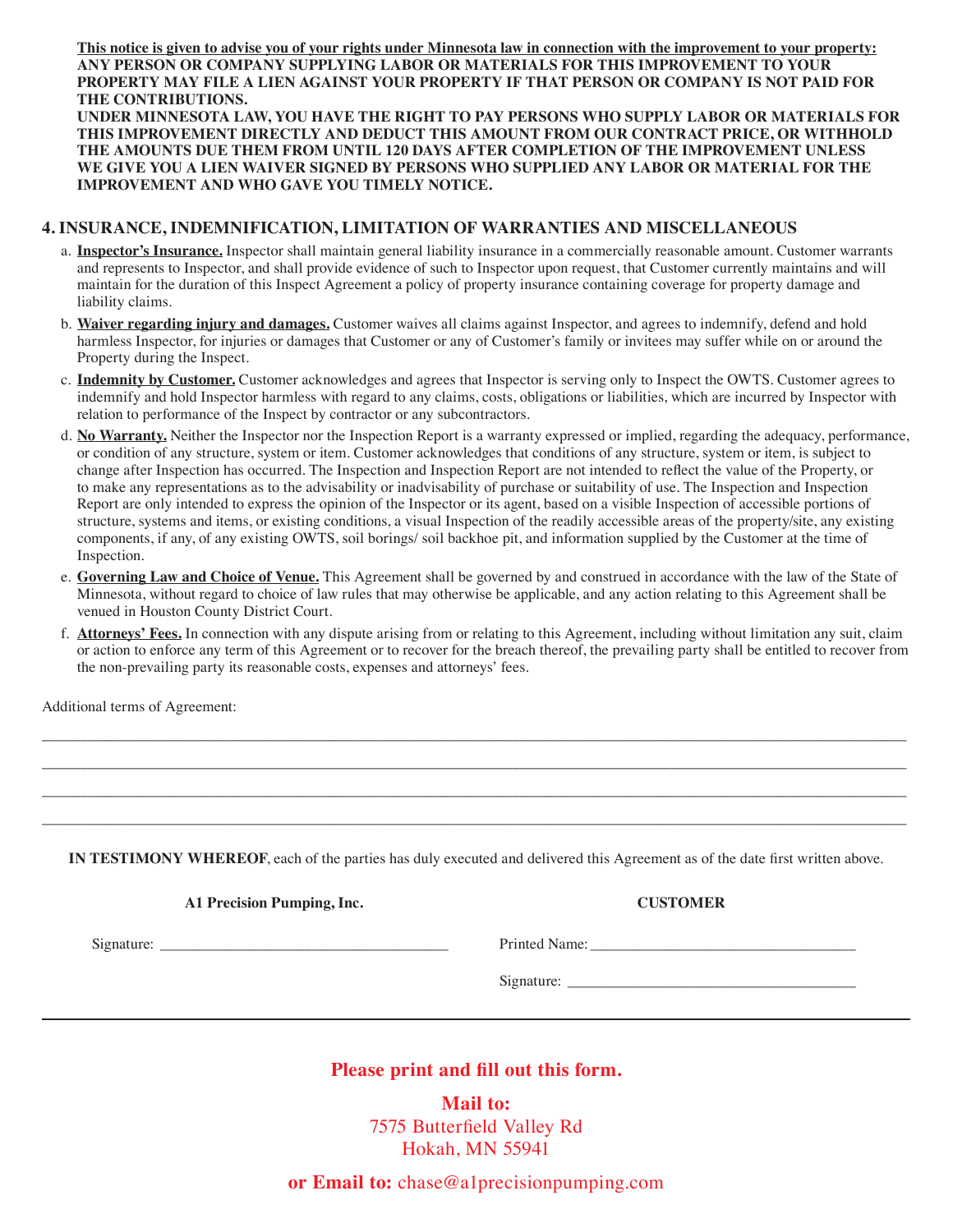**<u>This notice is given to advise you of your rights under Minnesota law in connection with the improvement to your property:</u>**
**ANY PERSON OR COMPANY SUPPLYING LABOR OR MATERIALS FOR THIS IMPROVEMENT TO YOUR PROPERTY MAY FILE A LIEN AGAINST YOUR PROPERTY IF THAT PERSON OR COMPANY IS NOT PAID FOR THE CONTRIBUTIONS.**
**UNDER MINNESOTA LAW, YOU HAVE THE RIGHT TO PAY PERSONS WHO SUPPLY LABOR OR MATERIALS FOR THIS IMPROVEMENT DIRECTLY AND DEDUCT THIS AMOUNT FROM OUR CONTRACT PRICE, OR WITHHOLD THE AMOUNTS DUE THEM FROM UNTIL 120 DAYS AFTER COMPLETION OF THE IMPROVEMENT UNLESS WE GIVE YOU A LIEN WAIVER SIGNED BY PERSONS WHO SUPPLIED ANY LABOR OR MATERIAL FOR THE IMPROVEMENT AND WHO GAVE YOU TIMELY NOTICE.**

## 4. INSURANCE, INDEMNIFICATION, LIMITATION OF WARRANTIES AND MISCELLANEOUS

a. **<u>Inspector's Insurance.</u>** Inspector shall maintain general liability insurance in a commercially reasonable amount. Customer warrants and represents to Inspector, and shall provide evidence of such to Inspector upon request, that Customer currently maintains and will maintain for the duration of this Inspect Agreement a policy of property insurance containing coverage for property damage and liability claims.

b. **<u>Waiver regarding injury and damages.</u>** Customer waives all claims against Inspector, and agrees to indemnify, defend and hold harmless Inspector, for injuries or damages that Customer or any of Customer's family or invitees may suffer while on or around the Property during the Inspect.

c. **<u>Indemnity by Customer.</u>** Customer acknowledges and agrees that Inspector is serving only to Inspect the OWTS. Customer agrees to indemnify and hold Inspector harmless with regard to any claims, costs, obligations or liabilities, which are incurred by Inspector with relation to performance of the Inspect by contractor or any subcontractors.

d. **<u>No Warranty.</u>** Neither the Inspector nor the Inspection Report is a warranty expressed or implied, regarding the adequacy, performance, or condition of any structure, system or item. Customer acknowledges that conditions of any structure, system or item, is subject to change after Inspection has occurred. The Inspection and Inspection Report are not intended to reflect the value of the Property, or to make any representations as to the advisability or inadvisability of purchase or suitability of use. The Inspection and Inspection Report are only intended to express the opinion of the Inspector or its agent, based on a visible Inspection of accessible portions of structure, systems and items, or existing conditions, a visual Inspection of the readily accessible areas of the property/site, any existing components, if any, of any existing OWTS, soil borings/ soil backhoe pit, and information supplied by the Customer at the time of Inspection.

e. **<u>Governing Law and Choice of Venue.</u>** This Agreement shall be governed by and construed in accordance with the law of the State of Minnesota, without regard to choice of law rules that may otherwise be applicable, and any action relating to this Agreement shall be venued in Houston County District Court.

f. **<u>Attorneys' Fees.</u>** In connection with any dispute arising from or relating to this Agreement, including without limitation any suit, claim or action to enforce any term of this Agreement or to recover for the breach thereof, the prevailing party shall be entitled to recover from the non-prevailing party its reasonable costs, expenses and attorneys' fees.

Additional terms of Agreement:

_______________________________________________________________________________

_______________________________________________________________________________

_______________________________________________________________________________

_______________________________________________________________________________

**IN TESTIMONY WHEREOF**, each of the parties has duly executed and delivered this Agreement as of the date first written above.

**A1 Precision Pumping, Inc.**

Signature: ______________________________

**CUSTOMER**

Printed Name: ______________________________

Signature: ______________________________

---

**Please print and fill out this form.**

**Mail to:**
7575 Butterfield Valley Rd
Hokah, MN 55941

**or Email to:** chase@a1precisionpumping.com